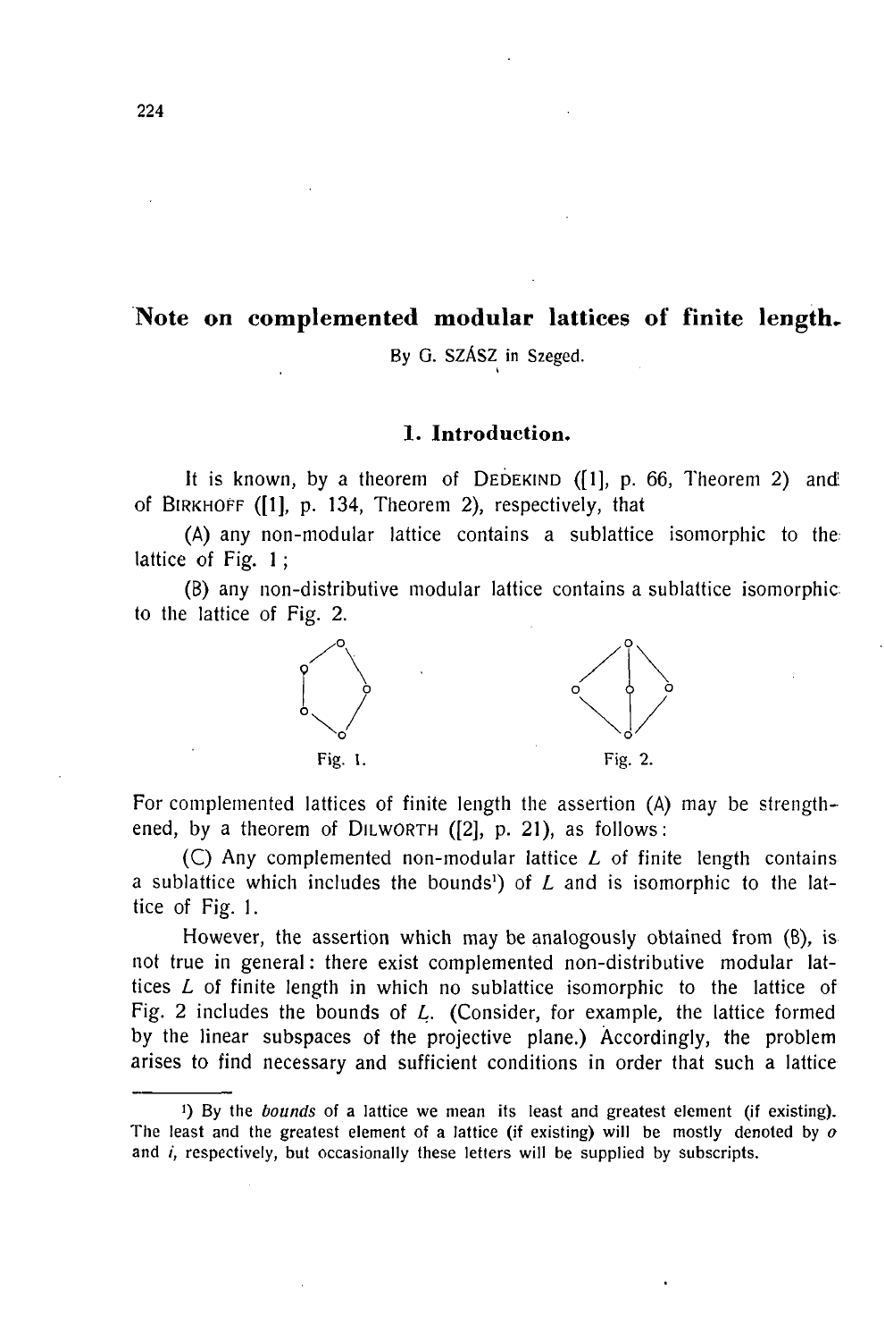# Note on complemented modular lattices of finite length.

By G. SZÁSZ in Szeged.

## 1. Introduction.

It is known, by a theorem of DEDEKIND ([1], p. 66, Theorem 2) and of BIRKHOFF ([1], p. 134, Theorem 2), respectively, that

(A) any non-modular lattice contains a sublattice isomorphic to the lattice of Fig. 1;

(B) any non-distributive modular lattice contains a sublattice isomorphic to the lattice of Fig. 2.

Fig. 1.

Fig. 2.

For complemented lattices of finite length the assertion (A) may be strengthened, by a theorem of DILWORTH ([2], p. 21), as follows:

(C) Any complemented non-modular lattice $L$ of finite length contains a sublattice which includes the bounds[1]) of $L$ and is isomorphic to the lattice of Fig. 1.

However, the assertion which may be analogously obtained from (B), is not true in general: there exist complemented non-distributive modular lattices $L$ of finite length in which no sublattice isomorphic to the lattice of Fig. 2 includes the bounds of $L$. (Consider, for example, the lattice formed by the linear subspaces of the projective plane.) Accordingly, the problem arises to find necessary and sufficient conditions in order that such a lattice

---

[1]) By the *bounds* of a lattice we mean its least and greatest element (if existing). The least and the greatest element of a lattice (if existing) will be mostly denoted by $o$ and $i$, respectively, but occasionally these letters will be supplied by subscripts.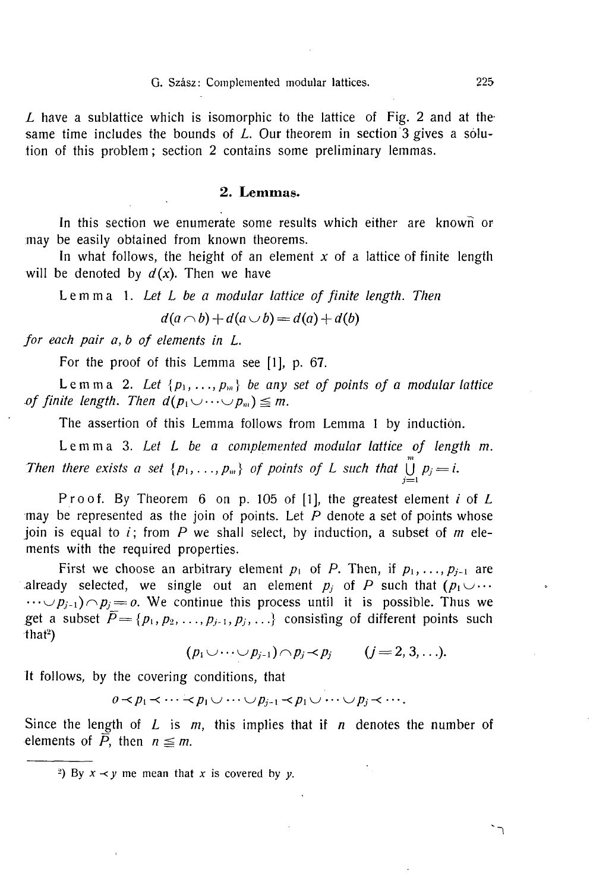$L$ have a sublattice which is isomorphic to the lattice of Fig. 2 and at the same time includes the bounds of $L$. Our theorem in section 3 gives a solution of this problem; section 2 contains some preliminary lemmas.

## 2. Lemmas.

In this section we enumerate some results which either are known or may be easily obtained from known theorems.

In what follows, the height of an element $x$ of a lattice of finite length will be denoted by $d(x)$. Then we have

Lemma 1. *Let $L$ be a modular lattice of finite length. Then*

$$d(a \cap b) + d(a \cup b) = d(a) + d(b)$$

*for each pair $a, b$ of elements in $L$.*

For the proof of this Lemma see [1], p. 67.

Lemma 2. *Let $\{p_1, \ldots, p_m\}$ be any set of points of a modular lattice of finite length. Then $d(p_1 \cup \cdots \cup p_m) \leqq m$.*

The assertion of this Lemma follows from Lemma 1 by induction.

Lemma 3. *Let $L$ be a complemented modular lattice of length $m$. Then there exists a set $\{p_1, \ldots, p_m\}$ of points of $L$ such that $\bigcup_{j=1}^{m} p_j = i$.*

Proof. By Theorem 6 on p. 105 of [1], the greatest element $i$ of $L$ may be represented as the join of points. Let $P$ denote a set of points whose join is equal to $i$; from $P$ we shall select, by induction, a subset of $m$ elements with the required properties.

First we choose an arbitrary element $p_1$ of $P$. Then, if $p_1, \ldots, p_{j-1}$ are already selected, we single out an element $p_j$ of $P$ such that $(p_1 \cup \cdots \cup p_{j-1}) \cap p_j = o$. We continue this process until it is possible. Thus we get a subset $\bar{P} = \{p_1, p_2, \ldots, p_{j-1}, p_j, \ldots\}$ consisting of different points such that[2])

$$(p_1 \cup \cdots \cup p_{j-1}) \cap p_j \prec p_j \qquad (j = 2, 3, \ldots).$$

It follows, by the covering conditions, that

$$o \prec p_1 \prec \cdots \prec p_1 \cup \cdots \cup p_{j-1} \prec p_1 \cup \cdots \cup p_j \prec \cdots.$$

Since the length of $L$ is $m$, this implies that if $n$ denotes the number of elements of $\bar{P}$, then $n \leqq m$.

---

[2]) By $x \prec y$ me mean that $x$ is covered by $y$.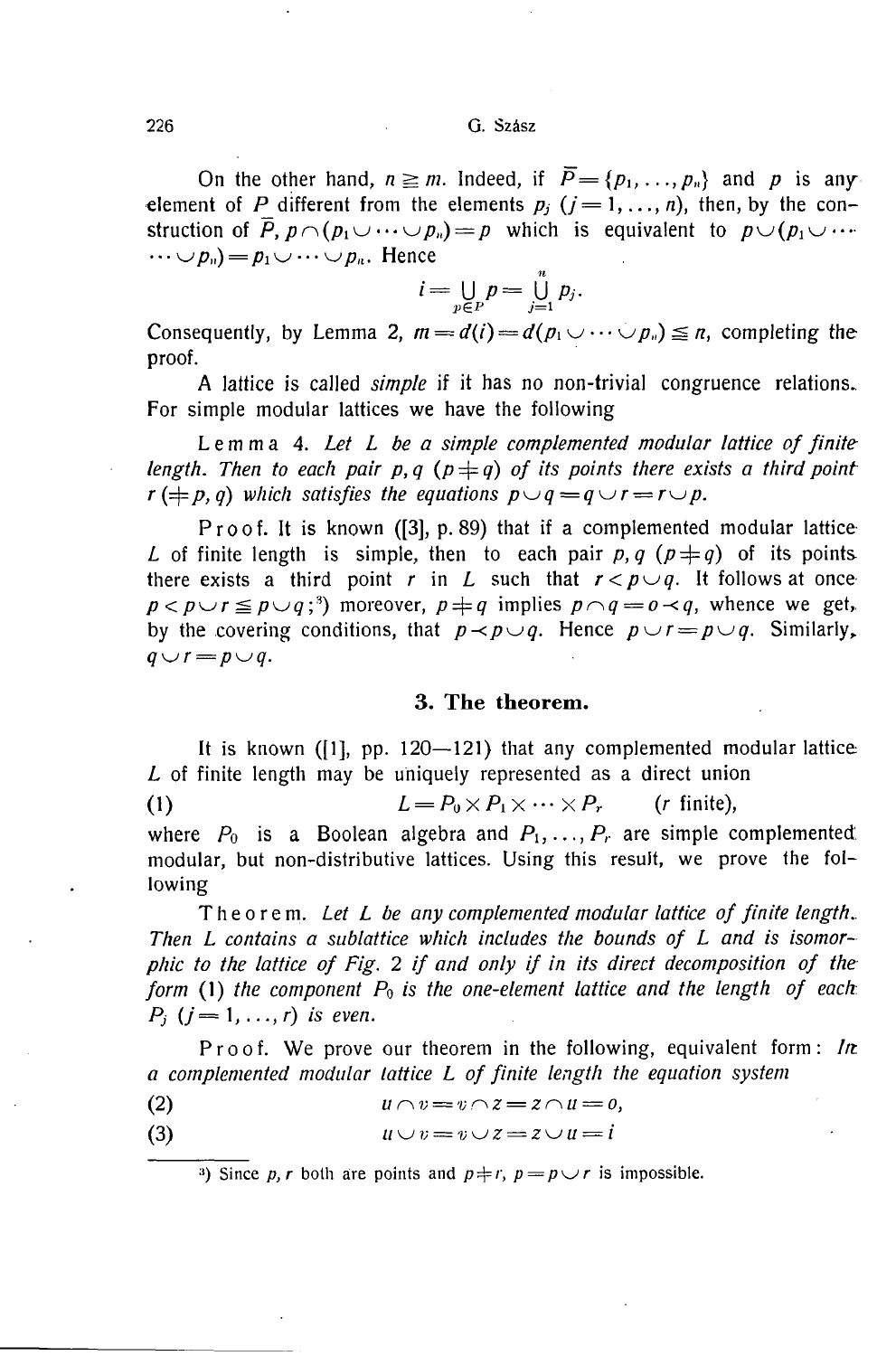On the other hand, $n \geqq m$. Indeed, if $\bar{P} = \{p_1, \ldots, p_n\}$ and $p$ is any element of $P$ different from the elements $p_j$ $(j = 1, \ldots, n)$, then, by the construction of $\bar{P}$, $p \frown (p_1 \smile \cdots \smile p_n) = p$ which is equivalent to $p \smile (p_1 \smile \cdots \smile p_n) = p_1 \smile \cdots \smile p_n$. Hence

$$i = \bigcup_{p \in P} p = \bigcup_{j=1}^{n} p_j.$$

Consequently, by Lemma 2, $m = d(i) = d(p_1 \smile \cdots \smile p_n) \leqq n$, completing the proof.

A lattice is called *simple* if it has no non-trivial congruence relations. For simple modular lattices we have the following

Lemma 4. *Let $L$ be a simple complemented modular lattice of finite length. Then to each pair $p, q$ $(p \neq q)$ of its points there exists a third point $r$ $(\neq p, q)$ which satisfies the equations $p \smile q = q \smile r = r \smile p$.*

Proof. It is known ([3], p. 89) that if a complemented modular lattice $L$ of finite length is simple, then to each pair $p, q$ $(p \neq q)$ of its points there exists a third point $r$ in $L$ such that $r < p \smile q$. It follows at once $p < p \smile r \leqq p \smile q$;[3]) moreover, $p \neq q$ implies $p \frown q = o \prec q$, whence we get, by the covering conditions, that $p \prec p \smile q$. Hence $p \smile r = p \smile q$. Similarly, $q \smile r = p \smile q$.

## 3. The theorem.

It is known ([1], pp. 120—121) that any complemented modular lattice $L$ of finite length may be uniquely represented as a direct union

$$(1) \qquad L = P_0 \times P_1 \times \cdots \times P_r \qquad (r \text{ finite}),$$

where $P_0$ is a Boolean algebra and $P_1, \ldots, P_r$ are simple complemented modular, but non-distributive lattices. Using this result, we prove the following

Theorem. *Let $L$ be any complemented modular lattice of finite length. Then $L$ contains a sublattice which includes the bounds of $L$ and is isomorphic to the lattice of Fig. 2 if and only if in its direct decomposition of the form (1) the component $P_0$ is the one-element lattice and the length of each $P_j$ $(j = 1, \ldots, r)$ is even.*

Proof. We prove our theorem in the following, equivalent form: *In a complemented modular lattice $L$ of finite length the equation system*

$$(2) \qquad u \frown v = v \frown z = z \frown u = o,$$

$$(3) \qquad u \smile v = v \smile z = z \smile u = i$$

---

[3]) Since $p, r$ both are points and $p \neq r$, $p = p \smile r$ is impossible.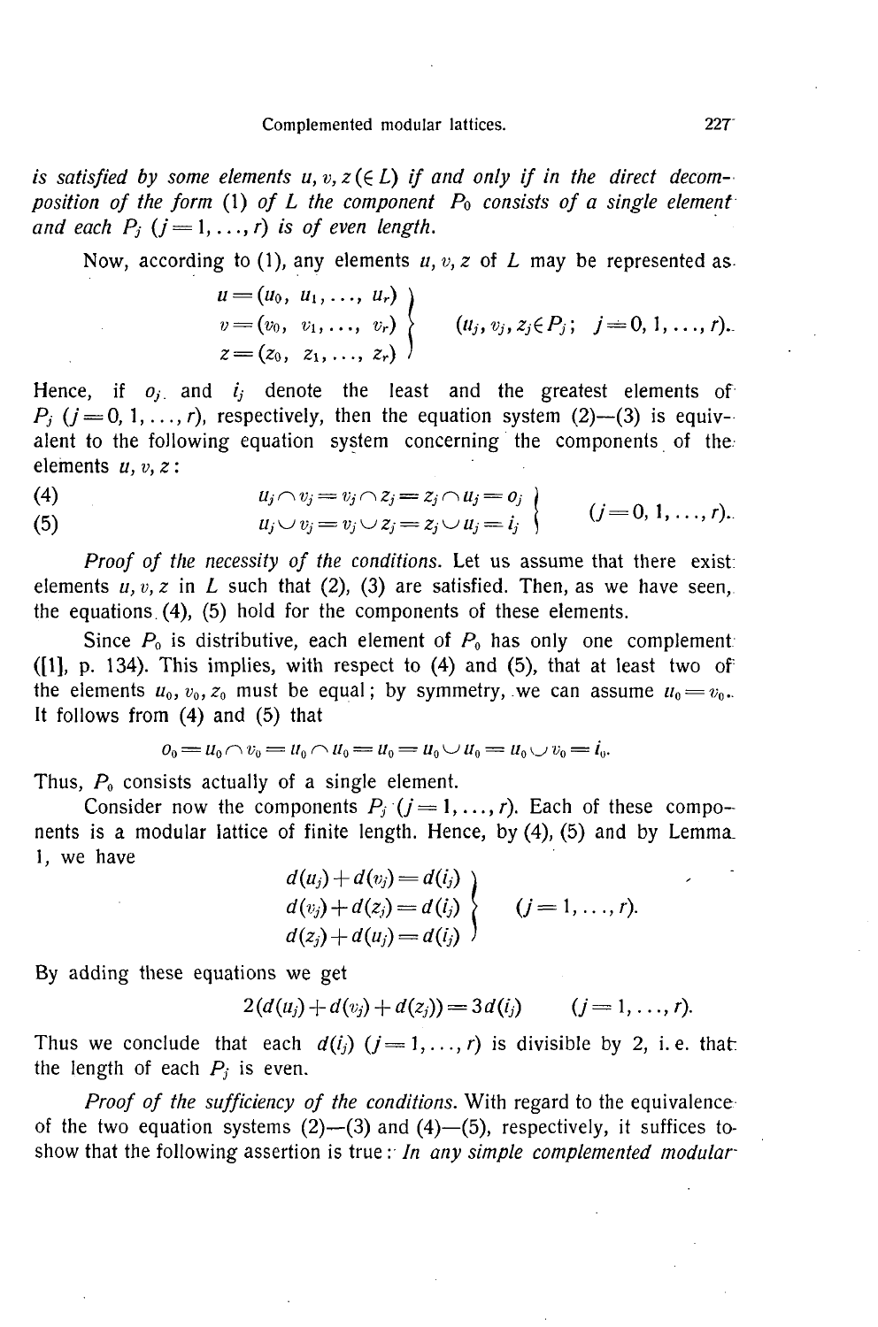*is satisfied by some elements $u, v, z\,(\in L)$ if and only if in the direct decomposition of the form* (1) *of $L$ the component $P_0$ consists of a single element and each $P_j$ $(j=1,\ldots,r)$ is of even length.*

Now, according to (1), any elements $u, v, z$ of $L$ may be represented as

$$\left.\begin{aligned} u &= (u_0,\ u_1,\ldots,\ u_r) \\ v &= (v_0,\ v_1,\ldots,\ v_r) \\ z &= (z_0,\ z_1,\ldots,\ z_r) \end{aligned}\right\} \qquad (u_j, v_j, z_j \in P_j;\quad j=0, 1,\ldots, r).$$

Hence, if $o_j$ and $i_j$ denote the least and the greatest elements of $P_j$ $(j=0, 1,\ldots, r)$, respectively, then the equation system (2)—(3) is equivalent to the following equation system concerning the components of the elements $u, v, z$:

$$\begin{aligned} &(4) \qquad u_j \cap v_j = v_j \cap z_j = z_j \cap u_j = o_j \\ &(5) \qquad u_j \cup v_j = v_j \cup z_j = z_j \cup u_j = i_j \end{aligned} \qquad (j=0, 1,\ldots, r).$$

*Proof of the necessity of the conditions.* Let us assume that there exist elements $u, v, z$ in $L$ such that (2), (3) are satisfied. Then, as we have seen, the equations (4), (5) hold for the components of these elements.

Since $P_0$ is distributive, each element of $P_0$ has only one complement ([1], p. 134). This implies, with respect to (4) and (5), that at least two of the elements $u_0, v_0, z_0$ must be equal; by symmetry, we can assume $u_0 = v_0$. It follows from (4) and (5) that

$$o_0 = u_0 \cap v_0 = u_0 \cap u_0 = u_0 = u_0 \cup u_0 = u_0 \cup v_0 = i_0.$$

Thus, $P_0$ consists actually of a single element.

Consider now the components $P_j$ $(j=1,\ldots,r)$. Each of these components is a modular lattice of finite length. Hence, by (4), (5) and by Lemma 1, we have

$$\left.\begin{aligned} d(u_j) + d(v_j) &= d(i_j) \\ d(v_j) + d(z_j) &= d(i_j) \\ d(z_j) + d(u_j) &= d(i_j) \end{aligned}\right\} \qquad (j=1,\ldots,r).$$

By adding these equations we get

$$2(d(u_j) + d(v_j) + d(z_j)) = 3d(i_j) \qquad (j=1,\ldots,r).$$

Thus we conclude that each $d(i_j)$ $(j=1,\ldots,r)$ is divisible by 2, i. e. that the length of each $P_j$ is even.

*Proof of the sufficiency of the conditions.* With regard to the equivalence of the two equation systems (2)—(3) and (4)—(5), respectively, it suffices to show that the following assertion is true: *In any simple complemented modular*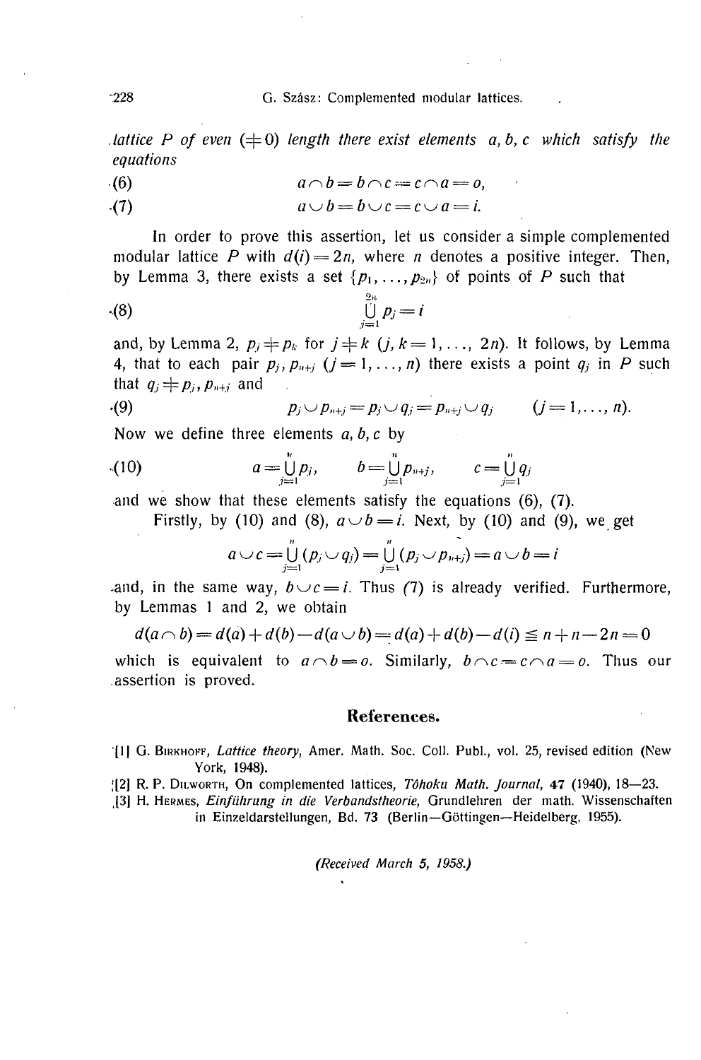*lattice P of even (≠0) length there exist elements a, b, c which satisfy the equations*

$$a \cap b = b \cap c = c \cap a = o, \tag{6}$$

$$a \cup b = b \cup c = c \cup a = i. \tag{7}$$

In order to prove this assertion, let us consider a simple complemented modular lattice $P$ with $d(i) = 2n$, where $n$ denotes a positive integer. Then, by Lemma 3, there exists a set $\{p_1, \ldots, p_{2n}\}$ of points of $P$ such that

$$\bigcup_{j=1}^{2n} p_j = i \tag{8}$$

and, by Lemma 2, $p_j \neq p_k$ for $j \neq k$ $(j, k = 1, \ldots, 2n)$. It follows, by Lemma 4, that to each pair $p_j, p_{n+j}$ $(j = 1, \ldots, n)$ there exists a point $q_j$ in $P$ such that $q_j \neq p_j, p_{n+j}$ and

$$p_j \cup p_{n+j} = p_j \cup q_j = p_{n+j} \cup q_j \qquad (j = 1, \ldots, n). \tag{9}$$

Now we define three elements $a, b, c$ by

$$a = \bigcup_{j=1}^{n} p_j, \qquad b = \bigcup_{j=1}^{n} p_{n+j}, \qquad c = \bigcup_{j=1}^{n} q_j \tag{10}$$

and we show that these elements satisfy the equations (6), (7).

Firstly, by (10) and (8), $a \cup b = i$. Next, by (10) and (9), we get

$$a \cup c = \bigcup_{j=1}^{n} (p_j \cup q_j) = \bigcup_{j=1}^{n} (p_j \cup p_{n+j}) = a \cup b = i$$

and, in the same way, $b \cup c = i$. Thus (7) is already verified. Furthermore, by Lemmas 1 and 2, we obtain

$$d(a \cap b) = d(a) + d(b) - d(a \cup b) = d(a) + d(b) - d(i) \leqq n + n - 2n = 0$$

which is equivalent to $a \cap b = o$. Similarly, $b \cap c = c \cap a = o$. Thus our assertion is proved.

## References.

[1] G. Birkhoff, *Lattice theory*, Amer. Math. Soc. Coll. Publ., vol. 25, revised edition (New York, 1948).

[2] R. P. Dilworth, On complemented lattices, *Tôhoku Math. Journal*, **47** (1940), 18—23.

[3] H. Hermes, *Einführung in die Verbandstheorie*, Grundlehren der math. Wissenschaften in Einzeldarstellungen, Bd. **73** (Berlin—Göttingen—Heidelberg, 1955).

*(Received March 5, 1958.)*